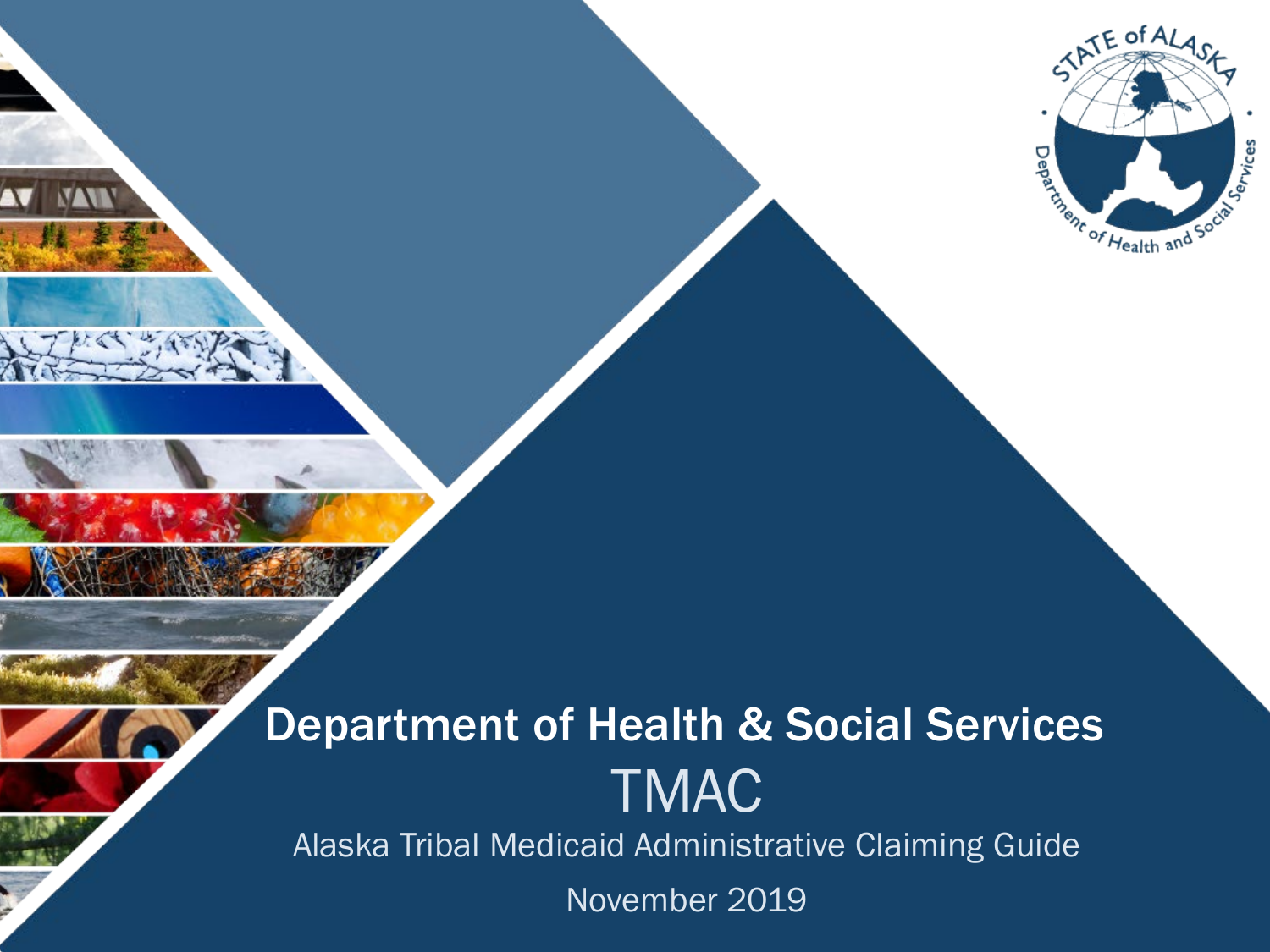# Department of Health & Social Services

## TMAC

Alaska Tribal Medicaid Administrative Claiming Guide

November 2019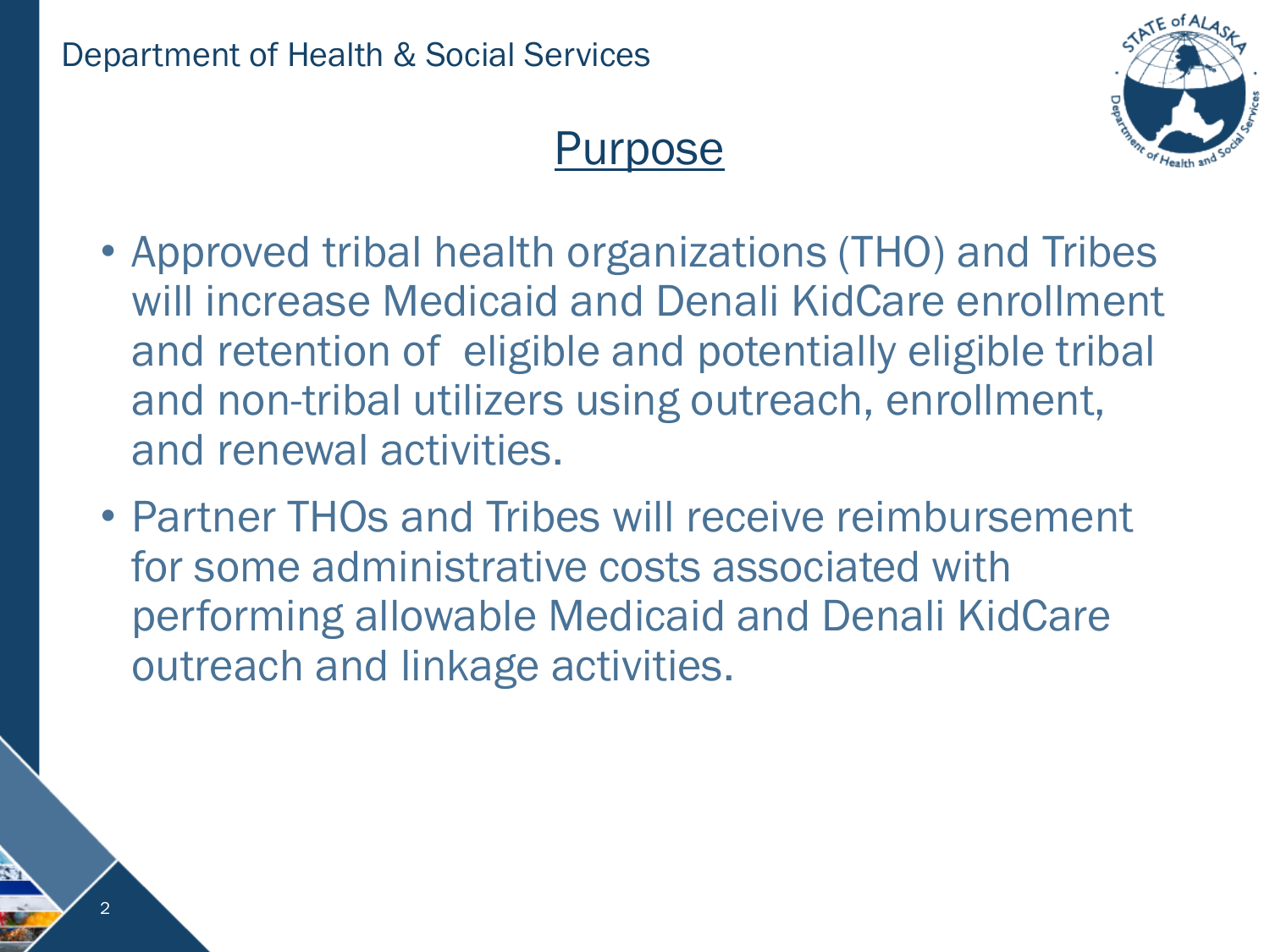# Purpose

- Approved tribal health organizations (THO) and Tribes will increase Medicaid and Denali KidCare enrollment and retention of eligible and potentially eligible tribal and non-tribal utilizers using outreach, enrollment, and renewal activities.
- Partner THOs and Tribes will receive reimbursement for some administrative costs associated with performing allowable Medicaid and Denali KidCare outreach and linkage activities.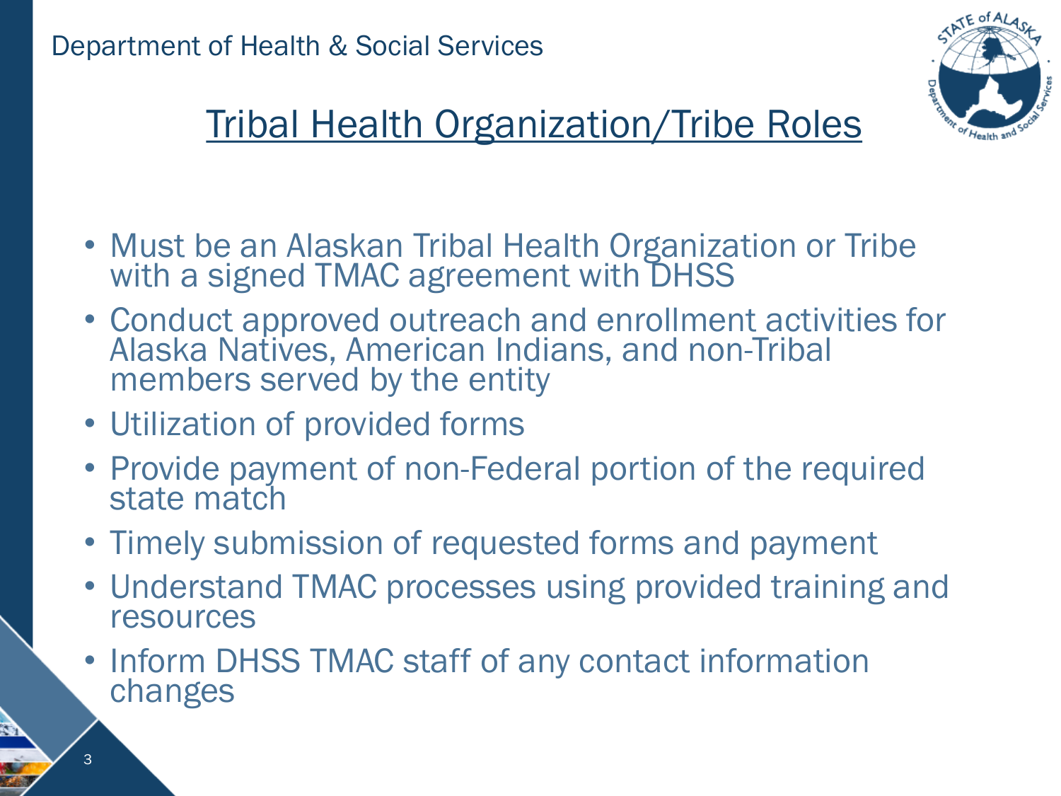## Tribal Health Organization/Tribe Roles

- Must be an Alaskan Tribal Health Organization or Tribe with a signed TMAC agreement with DHSS
- Conduct approved outreach and enrollment activities for Alaska Natives, American Indians, and non-Tribal members served by the entity
- Utilization of provided forms
- Provide payment of non-Federal portion of the required state match
- Timely submission of requested forms and payment
- Understand TMAC processes using provided training and resources
- Inform DHSS TMAC staff of any contact information changes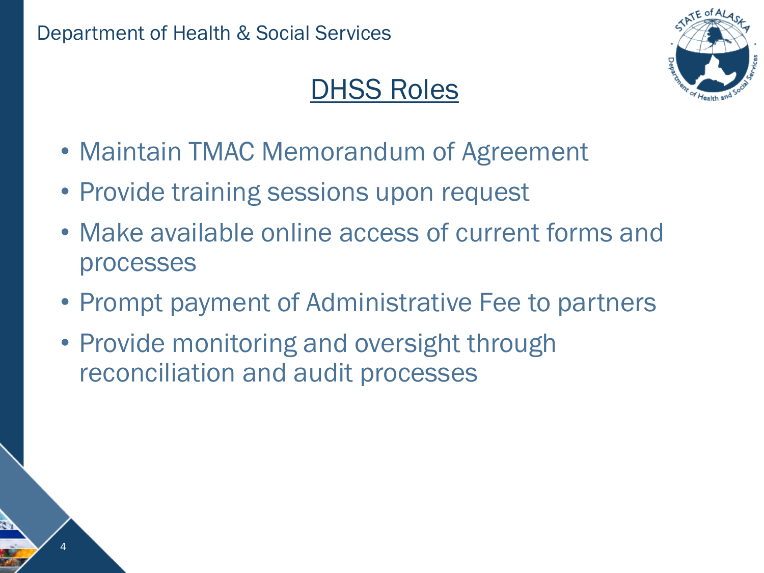# DHSS Roles

- Maintain TMAC Memorandum of Agreement
- Provide training sessions upon request
- Make available online access of current forms and processes
- Prompt payment of Administrative Fee to partners
- Provide monitoring and oversight through reconciliation and audit processes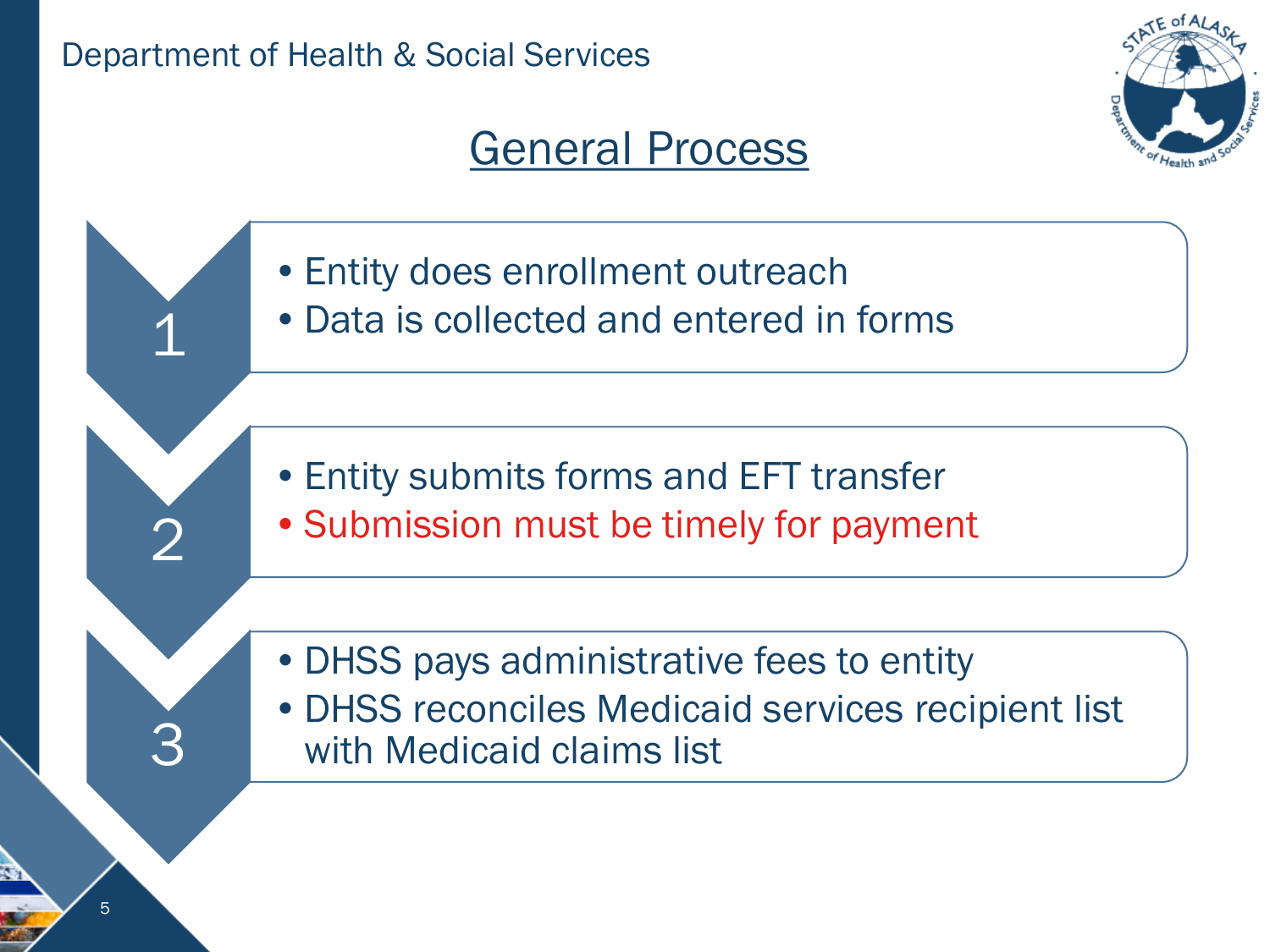# General Process

**1**

- Entity does enrollment outreach
- Data is collected and entered in forms

**2**

- Entity submits forms and EFT transfer
- Submission must be timely for payment

**3**

- DHSS pays administrative fees to entity
- DHSS reconciles Medicaid services recipient list with Medicaid claims list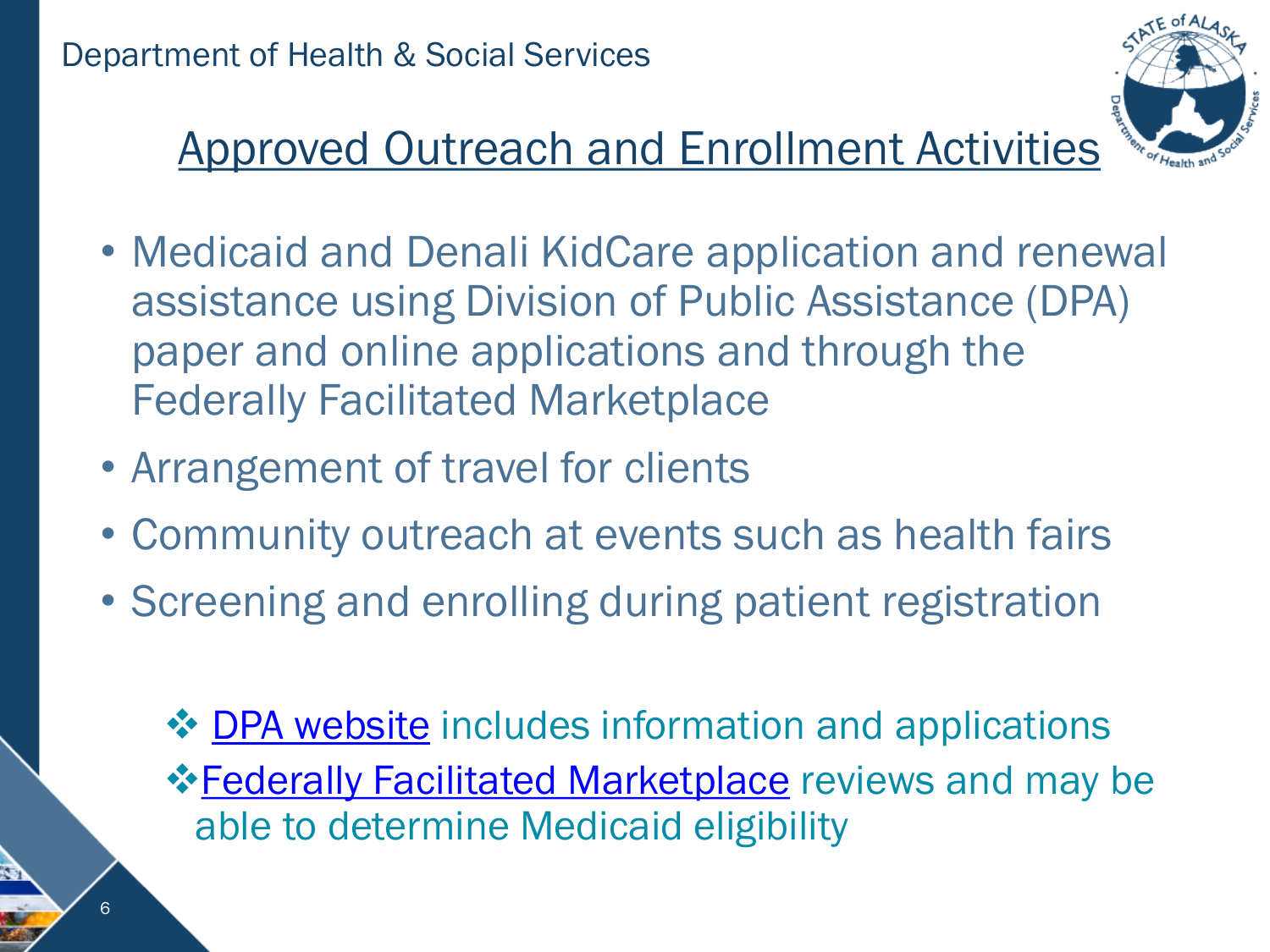## Approved Outreach and Enrollment Activities

- Medicaid and Denali KidCare application and renewal assistance using Division of Public Assistance (DPA) paper and online applications and through the Federally Facilitated Marketplace
- Arrangement of travel for clients
- Community outreach at events such as health fairs
- Screening and enrolling during patient registration

❖ DPA website includes information and applications

❖ Federally Facilitated Marketplace reviews and may be able to determine Medicaid eligibility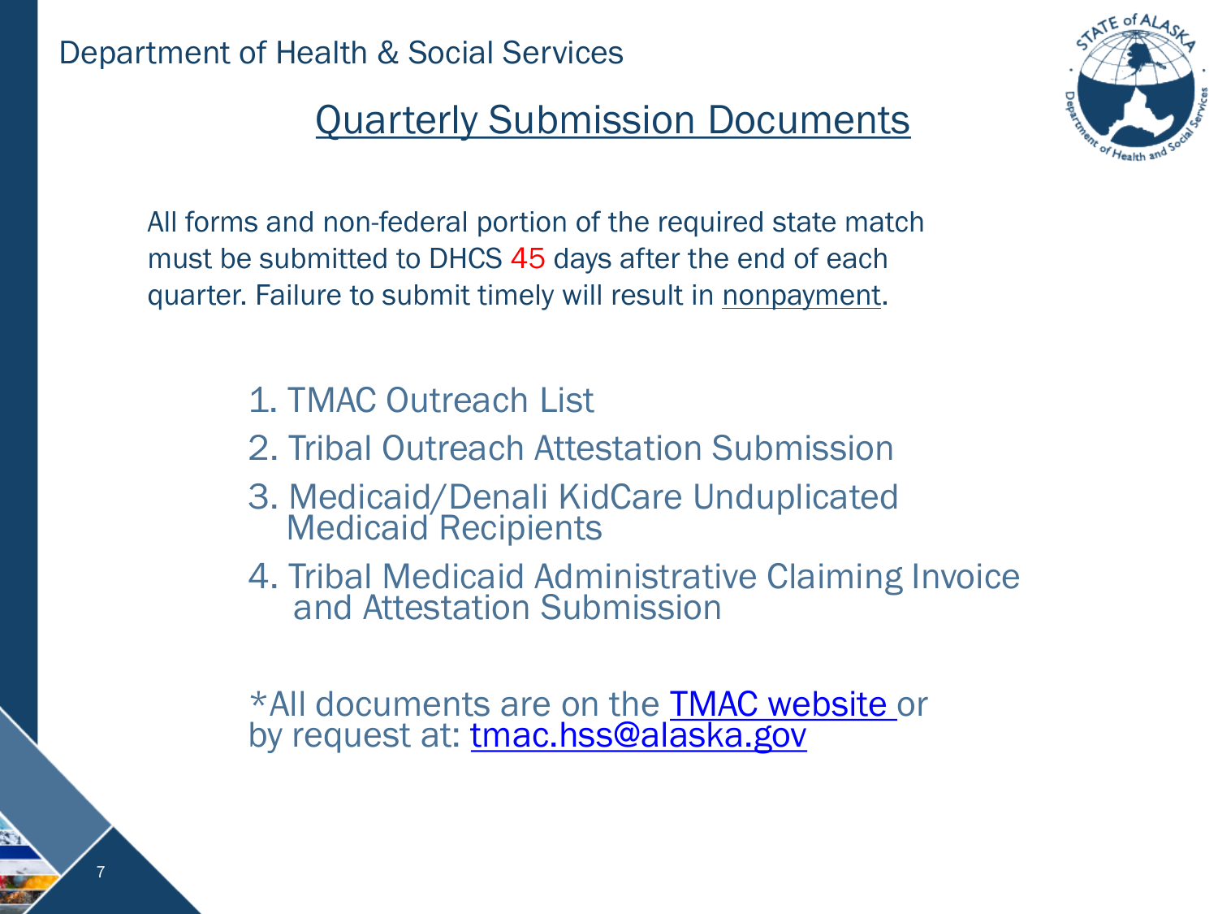Department of Health & Social Services

# Quarterly Submission Documents

All forms and non-federal portion of the required state match must be submitted to DHCS 45 days after the end of each quarter. Failure to submit timely will result in nonpayment.

1. TMAC Outreach List
2. Tribal Outreach Attestation Submission
3. Medicaid/Denali KidCare Unduplicated Medicaid Recipients
4. Tribal Medicaid Administrative Claiming Invoice and Attestation Submission

*All documents are on the TMAC website or by request at: tmac.hss@alaska.gov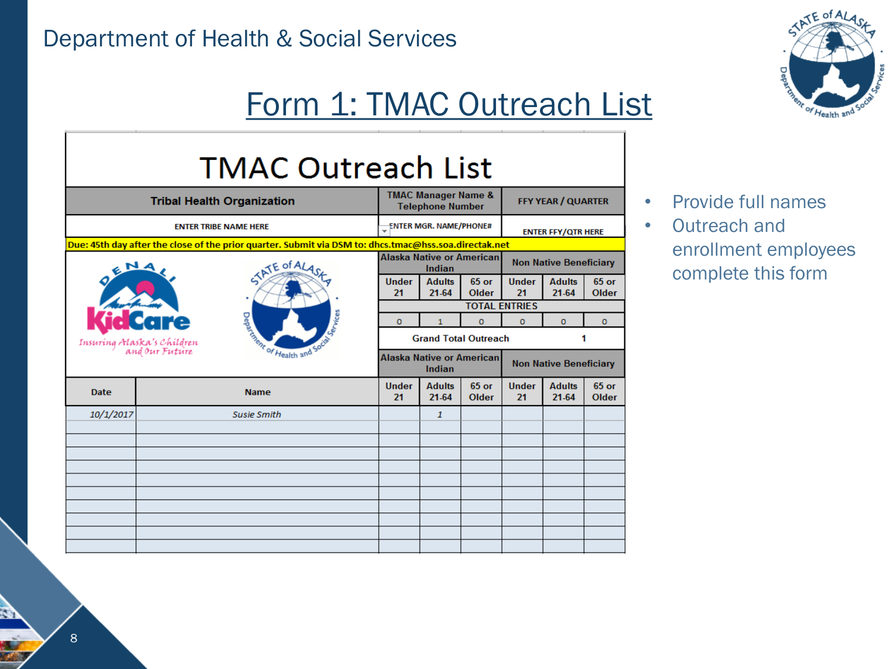Department of Health & Social Services

# Form 1: TMAC Outreach List

## TMAC Outreach List

| Tribal Health Organization | TMAC Manager Name & Telephone Number | FFY YEAR / QUARTER |
|---|---|---|
| ENTER TRIBE NAME HERE | ENTER MGR. NAME/PHONE# | ENTER FFY/QTR HERE |

**Due: 45th day after the close of the prior quarter. Submit via DSM to: dhcs.tmac@hss.soa.directak.net**

Denali KidCare — *Insuring Alaska's Children and Our Future*

| Alaska Native or American Indian | | | Non Native Beneficiary | | |
|---|---|---|---|---|---|
| Under 21 | Adults 21-64 | 65 or Older | Under 21 | Adults 21-64 | 65 or Older |
| TOTAL ENTRIES | | | | | |
| 0 | 1 | 0 | 0 | 0 | 0 |
| Grand Total Outreach | | | 1 | | |

| Date | Name | Alaska Native or American Indian | | | Non Native Beneficiary | | |
|---|---|---|---|---|---|---|---|
| | | Under 21 | Adults 21-64 | 65 or Older | Under 21 | Adults 21-64 | 65 or Older |
| *10/1/2017* | *Susie Smith* | | *1* | | | | |
| | | | | | | | |
| | | | | | | | |
| | | | | | | | |
| | | | | | | | |
| | | | | | | | |
| | | | | | | | |
| | | | | | | | |
| | | | | | | | |
| | | | | | | | |
| | | | | | | | |

- Provide full names
- Outreach and enrollment employees complete this form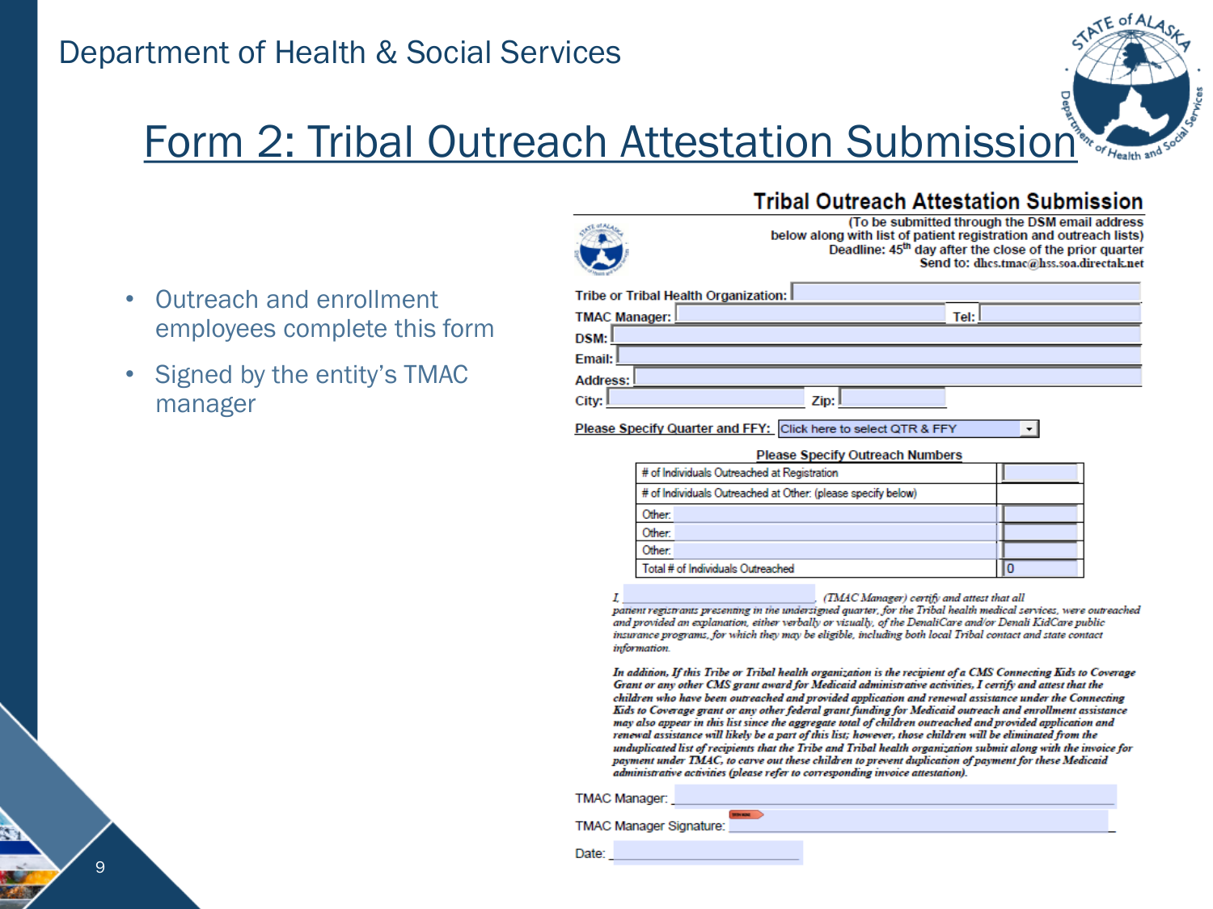# Form 2: Tribal Outreach Attestation Submission

- Outreach and enrollment employees complete this form
- Signed by the entity's TMAC manager

## Tribal Outreach Attestation Submission

(To be submitted through the DSM email address below along with list of patient registration and outreach lists)
Deadline: 45th day after the close of the prior quarter
Send to: dhcs.tmac@hss.soa.directak.net

Tribe or Tribal Health Organization:

TMAC Manager: Tel:

DSM:

Email:

Address:

City: Zip:

Please Specify Quarter and FFY: Click here to select QTR & FFY

Please Specify Outreach Numbers

| | | |
|---|---|---|
| # of Individuals Outreached at Registration | | |
| # of Individuals Outreached at Other: (please specify below) | | |
| Other: | | |
| Other: | | |
| Other: | | |
| Total # of Individuals Outreached | | 0 |

*I, ______________ (TMAC Manager) certify and attest that all patient registrants presenting in the undersigned quarter, for the Tribal health medical services, were outreached and provided an explanation, either verbally or visually, of the DenaliCare and/or Denali KidCare public insurance programs, for which they may be eligible, including both local Tribal contact and state contact information.*

*In addition, If this Tribe or Tribal health organization is the recipient of a CMS Connecting Kids to Coverage Grant or any other CMS grant award for Medicaid administrative activities, I certify and attest that the children who have been outreached and provided application and renewal assistance under the Connecting Kids to Coverage grant or any other federal grant funding for Medicaid outreach and enrollment assistance may also appear in this list since the aggregate total of children outreached and provided application and renewal assistance will likely be a part of this list; however, those children will be eliminated from the unduplicated list of recipients that the Tribe and Tribal health organization submit along with the invoice for payment under TMAC, to carve out these children to prevent duplication of payment for these Medicaid administrative activities (please refer to corresponding invoice attestation).*

TMAC Manager: ______________

TMAC Manager Signature: ______________

Date: ______________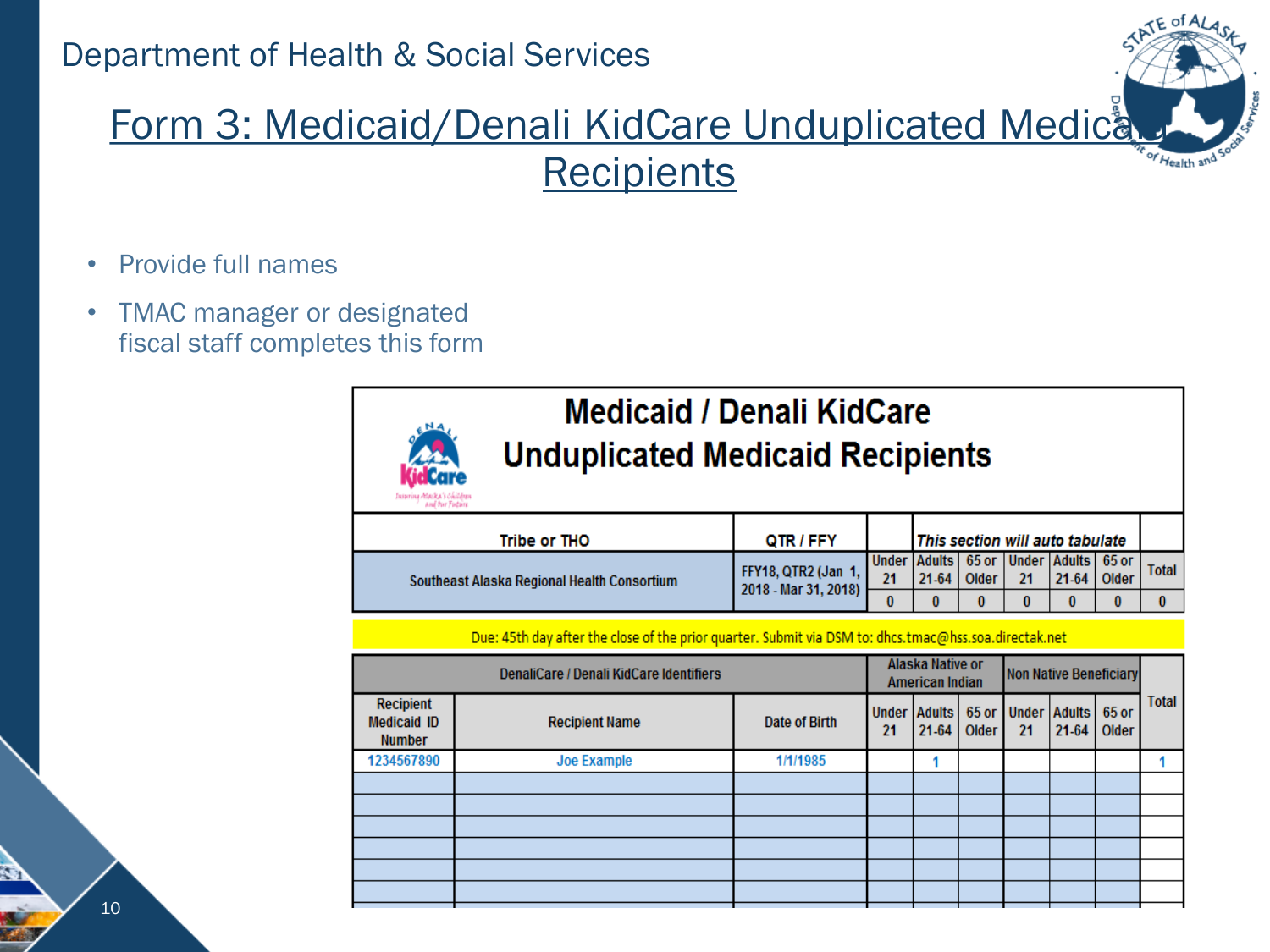Department of Health & Social Services

# Form 3: Medicaid/Denali KidCare Unduplicated Medicaid Recipients

- Provide full names
- TMAC manager or designated fiscal staff completes this form

## Medicaid / Denali KidCare Unduplicated Medicaid Recipients

| Tribe or THO | QTR / FFY | *This section will auto tabulate* | | | | | | |
|---|---|---|---|---|---|---|---|---|
| | | Under 21 | Adults 21-64 | 65 or Older | Under 21 | Adults 21-64 | 65 or Older | Total |
| Southeast Alaska Regional Health Consortium | FFY18, QTR2 (Jan 1, 2018 - Mar 31, 2018) | 0 | 0 | 0 | 0 | 0 | 0 | 0 |

Due: 45th day after the close of the prior quarter. Submit via DSM to: dhcs.tmac@hss.soa.directak.net

| DenaliCare / Denali KidCare Identifiers | | | Alaska Native or American Indian | | | Non Native Beneficiary | | | Total |
|---|---|---|---|---|---|---|---|---|---|
| Recipient Medicaid ID Number | Recipient Name | Date of Birth | Under 21 | Adults 21-64 | 65 or Older | Under 21 | Adults 21-64 | 65 or Older | |
| 1234567890 | Joe Example | 1/1/1985 | | 1 | | | | | 1 |
| | | | | | | | | | |
| | | | | | | | | | |
| | | | | | | | | | |
| | | | | | | | | | |
| | | | | | | | | | |
| | | | | | | | | | |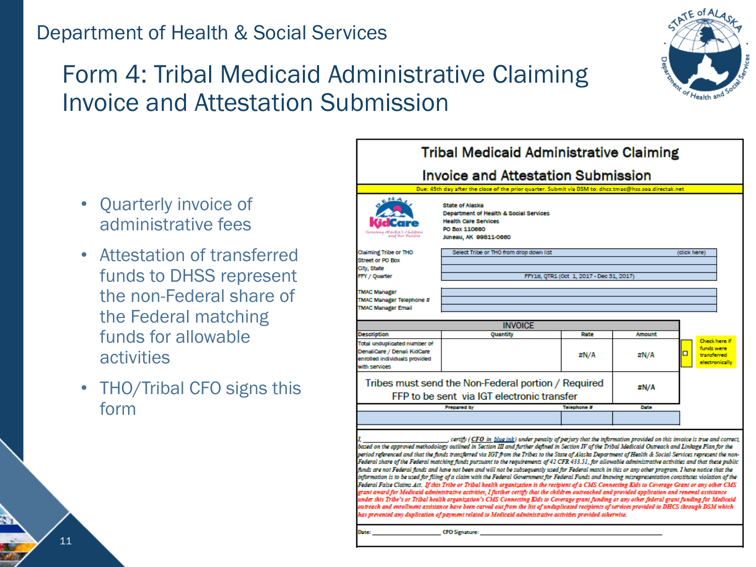Department of Health & Social Services

# Form 4: Tribal Medicaid Administrative Claiming Invoice and Attestation Submission

- Quarterly invoice of administrative fees
- Attestation of transferred funds to DHSS represent the non-Federal share of the Federal matching funds for allowable activities
- THO/Tribal CFO signs this form

## Tribal Medicaid Administrative Claiming

## Invoice and Attestation Submission

Due: 45th day after the close of the prior quarter. Submit via DSM to: dhcs.tmac@hss.soa.directak.net

DENALI KidCare — Insuring Alaska's Children and Our Future

State of Alaska
Department of Health & Social Services
Health Care Services
PO Box 110660
Juneau, AK 99811-0660

| | |
|---|---|
| Claiming Tribe or THO | Select Tribe or THO from drop down list (click here) |
| Street or PO Box | |
| City, State | |
| FFY / Quarter | FFY18, QTR1 (Oct 1, 2017 - Dec 31, 2017) |
| TMAC Manager | |
| TMAC Manager Telephone # | |
| TMAC Manager Email | |

| INVOICE | | | |
|---|---|---|---|
| Description | Quantity | Rate | Amount |
| Total unduplicated number of DenaliCare / Denali KidCare enrolled individuals provided with services | | #N/A | #N/A |
| Tribes must send the Non-Federal portion / Required FFP to be sent via IGT electronic transfer | | | #N/A |
| Prepared by | | Telephone # | Date |
| | | | |

☐ Check here if funds were transferred electronically

*I, \_\_\_\_\_\_\_\_\_\_\_\_\_\_\_\_\_\_\_\_\_\_\_\_, certify (CFO in blue ink) under penalty of perjury that the information provided on this invoice is true and correct, based on the approved methodology outlined in Section III and further defined in Section IV of the Tribal Medicaid Outreach and Linkage Plan for the period referenced and that the funds transferred via IGT from the Tribes to the State of Alaska Department of Health & Social Services represent the non-Federal share of the Federal matching funds pursuant to the requirements of 42 CFR 433.51, for allowable administrative activities and that these public funds are not Federal funds and have not been and will not be subsequently used for Federal match in this or any other program. I have notice that the information is to be used for filing of a claim with the Federal Government for Federal Funds and knowing misrepresentation constitutes violation of the Federal False Claims Act. If this Tribe or Tribal health organization is the recipient of a CMS Connecting Kids to Coverage Grant or any other CMS grant award for Medicaid administrative activities, I further certify that the children outreached and provided application and renewal assistance under this Tribe's or Tribal health organization's CMS Connecting Kids to Coverage grant funding or any other federal grant funding for Medicaid outreach and enrollment assistance have been carved out from the list of unduplicated recipients of services provided to DHCS through DSM which has prevented any duplication of payment related to Medicaid administrative activities provided otherwise.*

Date: \_\_\_\_\_\_\_\_\_\_\_\_\_\_\_\_ CFO Signature: \_\_\_\_\_\_\_\_\_\_\_\_\_\_\_\_\_\_\_\_\_\_\_\_\_\_\_\_\_\_\_\_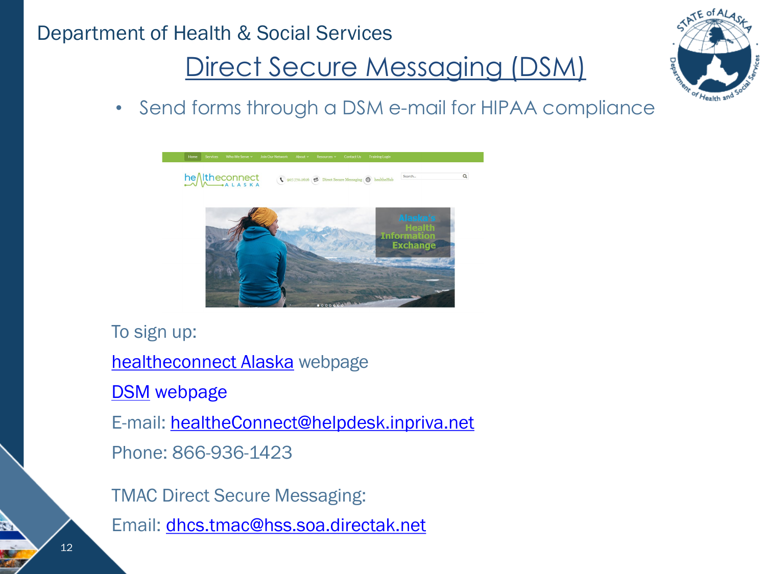Department of Health & Social Services

# Direct Secure Messaging (DSM)

- Send forms through a DSM e-mail for HIPAA compliance

To sign up:

healtheconnect Alaska webpage

DSM webpage

E-mail: healtheConnect@helpdesk.inpriva.net

Phone: 866-936-1423

TMAC Direct Secure Messaging:

Email: dhcs.tmac@hss.soa.directak.net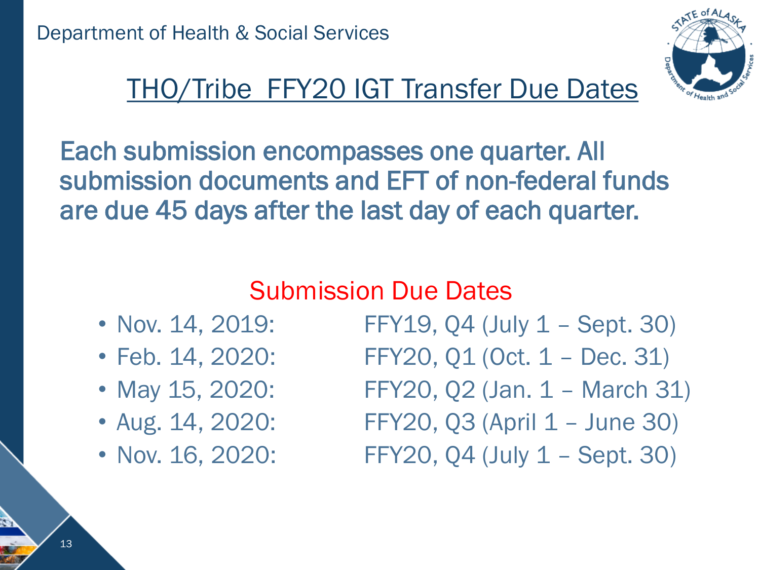Department of Health & Social Services

# THO/Tribe FFY20 IGT Transfer Due Dates

**Each submission encompasses one quarter. All submission documents and EFT of non-federal funds are due 45 days after the last day of each quarter.**

## Submission Due Dates

- Nov. 14, 2019: FFY19, Q4 (July 1 – Sept. 30)
- Feb. 14, 2020: FFY20, Q1 (Oct. 1 – Dec. 31)
- May 15, 2020: FFY20, Q2 (Jan. 1 – March 31)
- Aug. 14, 2020: FFY20, Q3 (April 1 – June 30)
- Nov. 16, 2020: FFY20, Q4 (July 1 – Sept. 30)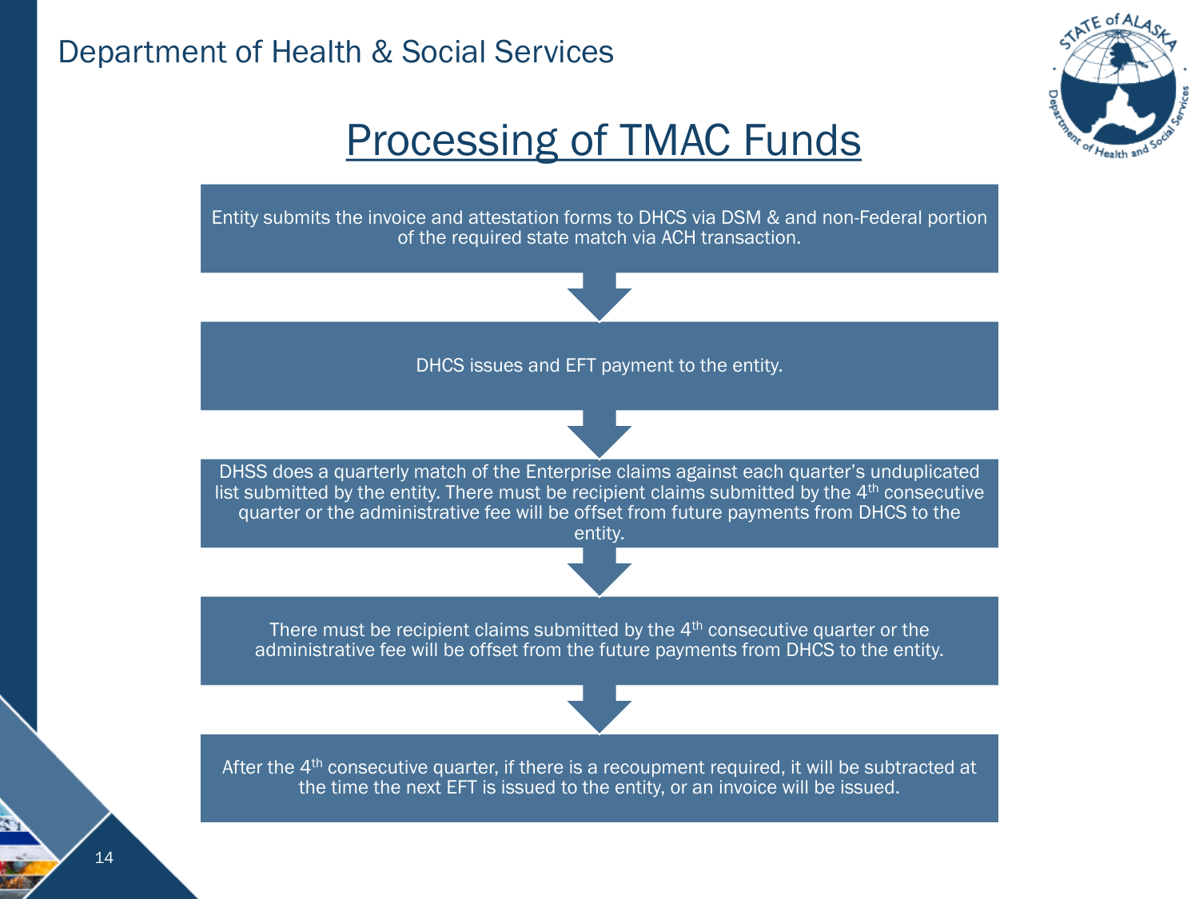# Processing of TMAC Funds

Entity submits the invoice and attestation forms to DHCS via DSM & and non-Federal portion of the required state match via ACH transaction.

DHCS issues and EFT payment to the entity.

DHSS does a quarterly match of the Enterprise claims against each quarter's unduplicated list submitted by the entity. There must be recipient claims submitted by the 4th consecutive quarter or the administrative fee will be offset from future payments from DHCS to the entity.

There must be recipient claims submitted by the 4th consecutive quarter or the administrative fee will be offset from the future payments from DHCS to the entity.

After the 4th consecutive quarter, if there is a recoupment required, it will be subtracted at the time the next EFT is issued to the entity, or an invoice will be issued.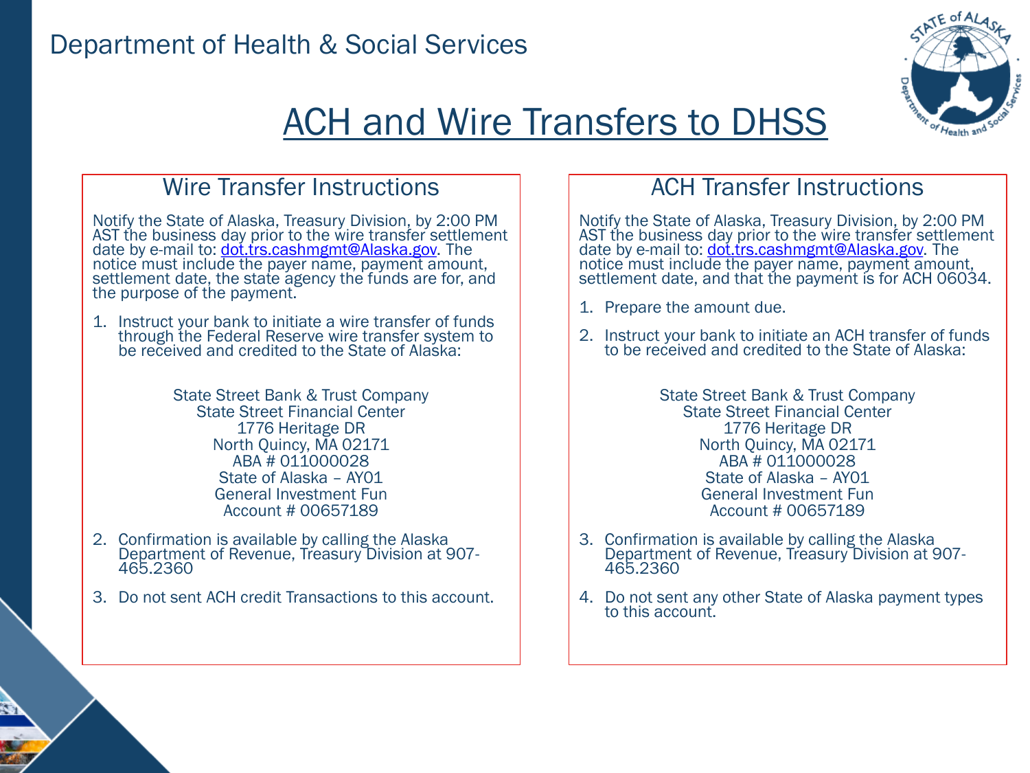Department of Health & Social Services

# ACH and Wire Transfers to DHSS

## Wire Transfer Instructions

Notify the State of Alaska, Treasury Division, by 2:00 PM AST the business day prior to the wire transfer settlement date by e-mail to: dot.trs.cashmgmt@Alaska.gov. The notice must include the payer name, payment amount, settlement date, the state agency the funds are for, and the purpose of the payment.

1. Instruct your bank to initiate a wire transfer of funds through the Federal Reserve wire transfer system to be received and credited to the State of Alaska:

   State Street Bank & Trust Company
   State Street Financial Center
   1776 Heritage DR
   North Quincy, MA 02171
   ABA # 011000028
   State of Alaska – AY01
   General Investment Fun
   Account # 00657189

2. Confirmation is available by calling the Alaska Department of Revenue, Treasury Division at 907-465.2360

3. Do not sent ACH credit Transactions to this account.

## ACH Transfer Instructions

Notify the State of Alaska, Treasury Division, by 2:00 PM AST the business day prior to the wire transfer settlement date by e-mail to: dot.trs.cashmgmt@Alaska.gov. The notice must include the payer name, payment amount, settlement date, and that the payment is for ACH 06034.

1. Prepare the amount due.

2. Instruct your bank to initiate an ACH transfer of funds to be received and credited to the State of Alaska:

   State Street Bank & Trust Company
   State Street Financial Center
   1776 Heritage DR
   North Quincy, MA 02171
   ABA # 011000028
   State of Alaska – AY01
   General Investment Fun
   Account # 00657189

3. Confirmation is available by calling the Alaska Department of Revenue, Treasury Division at 907-465.2360

4. Do not sent any other State of Alaska payment types to this account.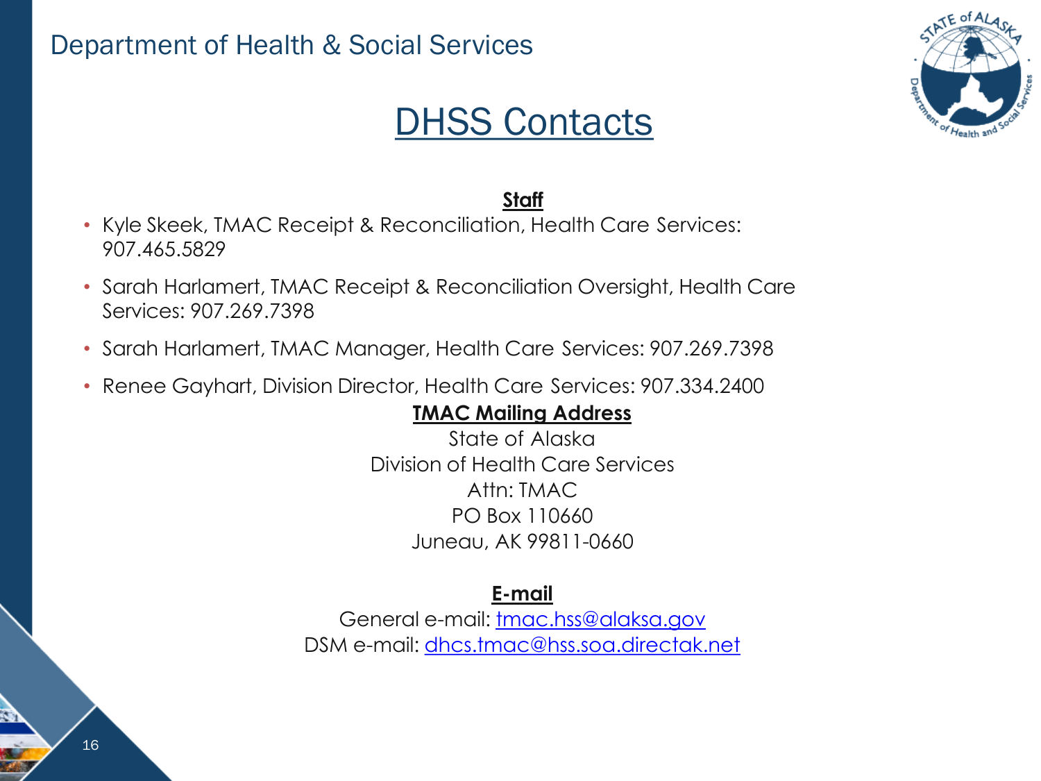# DHSS Contacts

**Staff**

- Kyle Skeek, TMAC Receipt & Reconciliation, Health Care Services: 907.465.5829
- Sarah Harlamert, TMAC Receipt & Reconciliation Oversight, Health Care Services: 907.269.7398
- Sarah Harlamert, TMAC Manager, Health Care Services: 907.269.7398
- Renee Gayhart, Division Director, Health Care Services: 907.334.2400

**TMAC Mailing Address**

State of Alaska
Division of Health Care Services
Attn: TMAC
PO Box 110660
Juneau, AK 99811-0660

**E-mail**

General e-mail: tmac.hss@alaksa.gov
DSM e-mail: dhcs.tmac@hss.soa.directak.net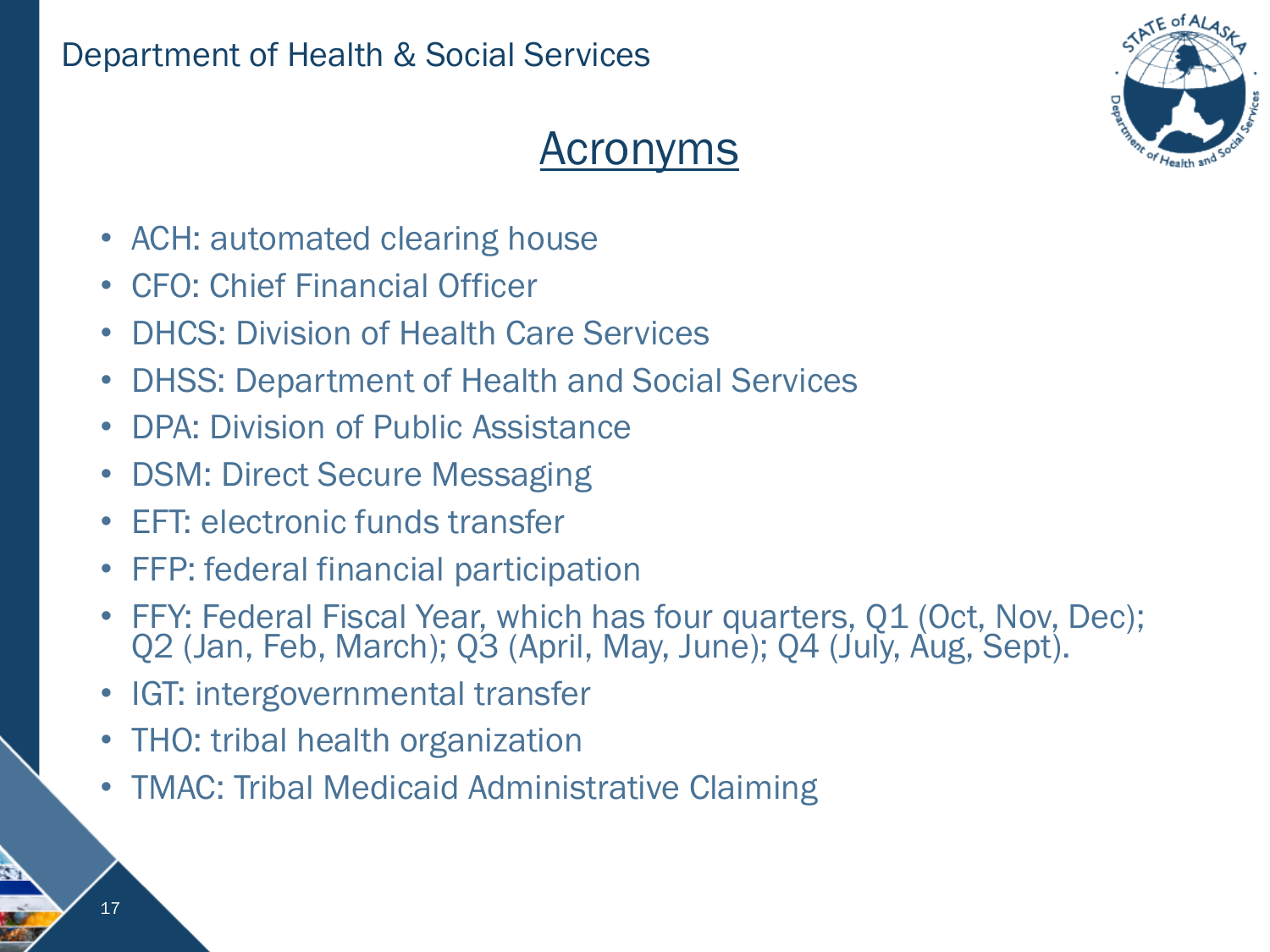# Acronyms

- ACH: automated clearing house
- CFO: Chief Financial Officer
- DHCS: Division of Health Care Services
- DHSS: Department of Health and Social Services
- DPA: Division of Public Assistance
- DSM: Direct Secure Messaging
- EFT: electronic funds transfer
- FFP: federal financial participation
- FFY: Federal Fiscal Year, which has four quarters, Q1 (Oct, Nov, Dec); Q2 (Jan, Feb, March); Q3 (April, May, June); Q4 (July, Aug, Sept).
- IGT: intergovernmental transfer
- THO: tribal health organization
- TMAC: Tribal Medicaid Administrative Claiming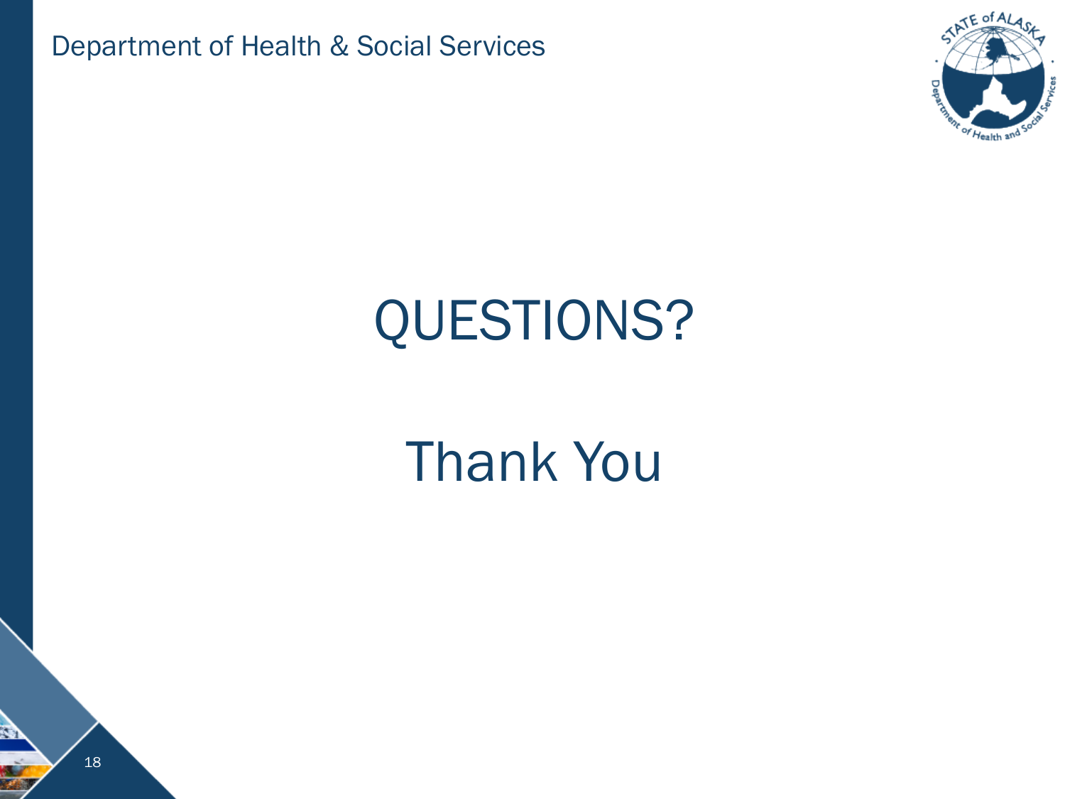# QUESTIONS?

# Thank You